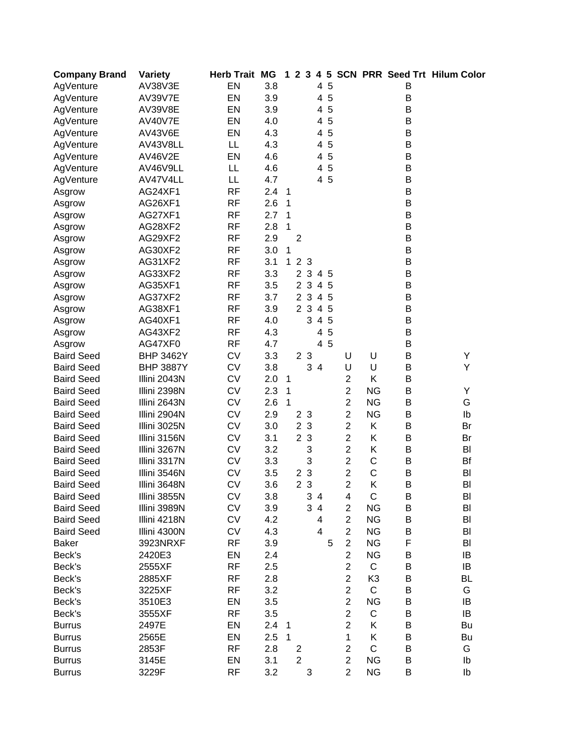| Company Brand | Variety | Herb Trait | MG | 1 | 2 | 3 | 4 | 5 | SCN | PRR | Seed Trt | Hilum Color |
|---|---|---|---|---|---|---|---|---|---|---|---|---|
| AgVenture | AV38V3E | EN | 3.8 | | | | 4 | 5 | | | B | |
| AgVenture | AV39V7E | EN | 3.9 | | | | 4 | 5 | | | B | |
| AgVenture | AV39V8E | EN | 3.9 | | | | 4 | 5 | | | B | |
| AgVenture | AV40V7E | EN | 4.0 | | | | 4 | 5 | | | B | |
| AgVenture | AV43V6E | EN | 4.3 | | | | 4 | 5 | | | B | |
| AgVenture | AV43V8LL | LL | 4.3 | | | | 4 | 5 | | | B | |
| AgVenture | AV46V2E | EN | 4.6 | | | | 4 | 5 | | | B | |
| AgVenture | AV46V9LL | LL | 4.6 | | | | 4 | 5 | | | B | |
| AgVenture | AV47V4LL | LL | 4.7 | | | | 4 | 5 | | | B | |
| Asgrow | AG24XF1 | RF | 2.4 | 1 | | | | | | | B | |
| Asgrow | AG26XF1 | RF | 2.6 | 1 | | | | | | | B | |
| Asgrow | AG27XF1 | RF | 2.7 | 1 | | | | | | | B | |
| Asgrow | AG28XF2 | RF | 2.8 | 1 | | | | | | | B | |
| Asgrow | AG29XF2 | RF | 2.9 | | 2 | | | | | | B | |
| Asgrow | AG30XF2 | RF | 3.0 | 1 | | | | | | | B | |
| Asgrow | AG31XF2 | RF | 3.1 | 1 | 2 | 3 | | | | | B | |
| Asgrow | AG33XF2 | RF | 3.3 | | 2 | 3 | 4 | 5 | | | B | |
| Asgrow | AG35XF1 | RF | 3.5 | | 2 | 3 | 4 | 5 | | | B | |
| Asgrow | AG37XF2 | RF | 3.7 | | 2 | 3 | 4 | 5 | | | B | |
| Asgrow | AG38XF1 | RF | 3.9 | | 2 | 3 | 4 | 5 | | | B | |
| Asgrow | AG40XF1 | RF | 4.0 | | | 3 | 4 | 5 | | | B | |
| Asgrow | AG43XF2 | RF | 4.3 | | | | 4 | 5 | | | B | |
| Asgrow | AG47XF0 | RF | 4.7 | | | | 4 | 5 | | | B | |
| Baird Seed | BHP 3462Y | CV | 3.3 | | 2 | 3 | | | U | U | B | Y |
| Baird Seed | BHP 3887Y | CV | 3.8 | | | 3 | 4 | | U | U | B | Y |
| Baird Seed | Illini 2043N | CV | 2.0 | 1 | | | | | 2 | K | B | |
| Baird Seed | Illini 2398N | CV | 2.3 | 1 | | | | | 2 | NG | B | Y |
| Baird Seed | Illini 2643N | CV | 2.6 | 1 | | | | | 2 | NG | B | G |
| Baird Seed | Illini 2904N | CV | 2.9 | | 2 | 3 | | | 2 | NG | B | Ib |
| Baird Seed | Illini 3025N | CV | 3.0 | | 2 | 3 | | | 2 | K | B | Br |
| Baird Seed | Illini 3156N | CV | 3.1 | | 2 | 3 | | | 2 | K | B | Br |
| Baird Seed | Illini 3267N | CV | 3.2 | | | 3 | | | 2 | K | B | Bl |
| Baird Seed | Illini 3317N | CV | 3.3 | | | 3 | | | 2 | C | B | Bf |
| Baird Seed | Illini 3546N | CV | 3.5 | | 2 | 3 | | | 2 | C | B | Bl |
| Baird Seed | Illini 3648N | CV | 3.6 | | 2 | 3 | | | 2 | K | B | Bl |
| Baird Seed | Illini 3855N | CV | 3.8 | | | 3 | 4 | | 4 | C | B | Bl |
| Baird Seed | Illini 3989N | CV | 3.9 | | | 3 | 4 | | 2 | NG | B | Bl |
| Baird Seed | Illini 4218N | CV | 4.2 | | | | 4 | | 2 | NG | B | Bl |
| Baird Seed | Illini 4300N | CV | 4.3 | | | | 4 | | 2 | NG | B | Bl |
| Baker | 3923NRXF | RF | 3.9 | | | | | 5 | 2 | NG | F | Bl |
| Beck's | 2420E3 | EN | 2.4 | | | | | | 2 | NG | B | IB |
| Beck's | 2555XF | RF | 2.5 | | | | | | 2 | C | B | IB |
| Beck's | 2885XF | RF | 2.8 | | | | | | 2 | K3 | B | BL |
| Beck's | 3225XF | RF | 3.2 | | | | | | 2 | C | B | G |
| Beck's | 3510E3 | EN | 3.5 | | | | | | 2 | NG | B | IB |
| Beck's | 3555XF | RF | 3.5 | | | | | | 2 | C | B | IB |
| Burrus | 2497E | EN | 2.4 | 1 | | | | | 2 | K | B | Bu |
| Burrus | 2565E | EN | 2.5 | 1 | | | | | 1 | K | B | Bu |
| Burrus | 2853F | RF | 2.8 | | 2 | | | | 2 | C | B | G |
| Burrus | 3145E | EN | 3.1 | | 2 | | | | 2 | NG | B | Ib |
| Burrus | 3229F | RF | 3.2 | | | 3 | | | 2 | NG | B | Ib |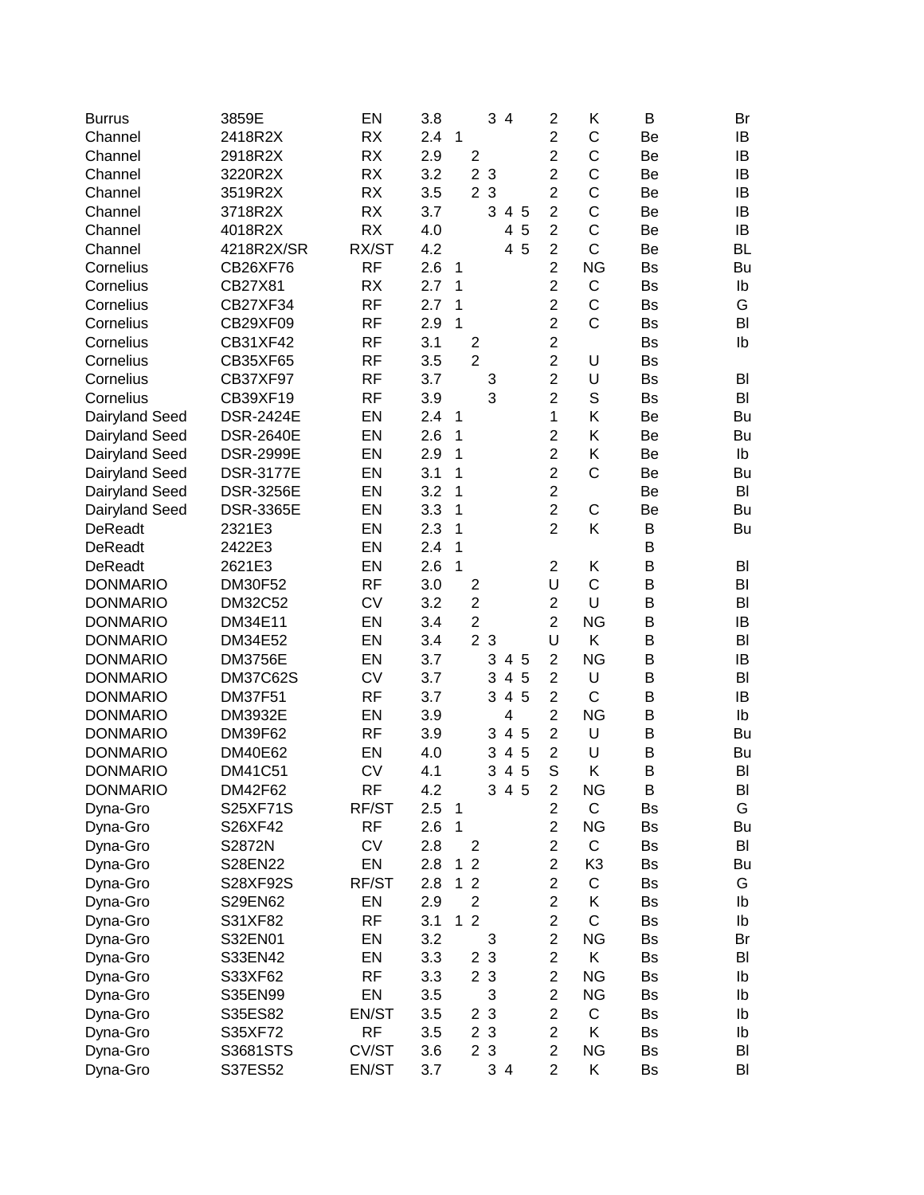| | | | | | | | | | | | | |
|---|---|---|---|---|---|---|---|---|---|---|---|---|
| Burrus | 3859E | EN | 3.8 | | | 3 | 4 | | 2 | K | B | Br |
| Channel | 2418R2X | RX | 2.4 | 1 | | | | | 2 | C | Be | IB |
| Channel | 2918R2X | RX | 2.9 | | 2 | | | | 2 | C | Be | IB |
| Channel | 3220R2X | RX | 3.2 | | 2 | 3 | | | 2 | C | Be | IB |
| Channel | 3519R2X | RX | 3.5 | | 2 | 3 | | | 2 | C | Be | IB |
| Channel | 3718R2X | RX | 3.7 | | | 3 | 4 | 5 | 2 | C | Be | IB |
| Channel | 4018R2X | RX | 4.0 | | | | 4 | 5 | 2 | C | Be | IB |
| Channel | 4218R2X/SR | RX/ST | 4.2 | | | | 4 | 5 | 2 | C | Be | BL |
| Cornelius | CB26XF76 | RF | 2.6 | 1 | | | | | 2 | NG | Bs | Bu |
| Cornelius | CB27X81 | RX | 2.7 | 1 | | | | | 2 | C | Bs | Ib |
| Cornelius | CB27XF34 | RF | 2.7 | 1 | | | | | 2 | C | Bs | G |
| Cornelius | CB29XF09 | RF | 2.9 | 1 | | | | | 2 | C | Bs | Bl |
| Cornelius | CB31XF42 | RF | 3.1 | | 2 | | | | 2 | | Bs | Ib |
| Cornelius | CB35XF65 | RF | 3.5 | | 2 | | | | 2 | U | Bs | |
| Cornelius | CB37XF97 | RF | 3.7 | | | 3 | | | 2 | U | Bs | Bl |
| Cornelius | CB39XF19 | RF | 3.9 | | | 3 | | | 2 | S | Bs | Bl |
| Dairyland Seed | DSR-2424E | EN | 2.4 | 1 | | | | | 1 | K | Be | Bu |
| Dairyland Seed | DSR-2640E | EN | 2.6 | 1 | | | | | 2 | K | Be | Bu |
| Dairyland Seed | DSR-2999E | EN | 2.9 | 1 | | | | | 2 | K | Be | Ib |
| Dairyland Seed | DSR-3177E | EN | 3.1 | 1 | | | | | 2 | C | Be | Bu |
| Dairyland Seed | DSR-3256E | EN | 3.2 | 1 | | | | | 2 | | Be | Bl |
| Dairyland Seed | DSR-3365E | EN | 3.3 | 1 | | | | | 2 | C | Be | Bu |
| DeReadt | 2321E3 | EN | 2.3 | 1 | | | | | 2 | K | B | Bu |
| DeReadt | 2422E3 | EN | 2.4 | 1 | | | | | | | B | |
| DeReadt | 2621E3 | EN | 2.6 | 1 | | | | | 2 | K | B | Bl |
| DONMARIO | DM30F52 | RF | 3.0 | | 2 | | | | U | C | B | Bl |
| DONMARIO | DM32C52 | CV | 3.2 | | 2 | | | | 2 | U | B | Bl |
| DONMARIO | DM34E11 | EN | 3.4 | | 2 | | | | 2 | NG | B | IB |
| DONMARIO | DM34E52 | EN | 3.4 | | 2 | 3 | | | U | K | B | Bl |
| DONMARIO | DM3756E | EN | 3.7 | | | 3 | 4 | 5 | 2 | NG | B | IB |
| DONMARIO | DM37C62S | CV | 3.7 | | | 3 | 4 | 5 | 2 | U | B | Bl |
| DONMARIO | DM37F51 | RF | 3.7 | | | 3 | 4 | 5 | 2 | C | B | IB |
| DONMARIO | DM3932E | EN | 3.9 | | | | 4 | | 2 | NG | B | Ib |
| DONMARIO | DM39F62 | RF | 3.9 | | | 3 | 4 | 5 | 2 | U | B | Bu |
| DONMARIO | DM40E62 | EN | 4.0 | | | 3 | 4 | 5 | 2 | U | B | Bu |
| DONMARIO | DM41C51 | CV | 4.1 | | | 3 | 4 | 5 | S | K | B | Bl |
| DONMARIO | DM42F62 | RF | 4.2 | | | 3 | 4 | 5 | 2 | NG | B | Bl |
| Dyna-Gro | S25XF71S | RF/ST | 2.5 | 1 | | | | | 2 | C | Bs | G |
| Dyna-Gro | S26XF42 | RF | 2.6 | 1 | | | | | 2 | NG | Bs | Bu |
| Dyna-Gro | S2872N | CV | 2.8 | | 2 | | | | 2 | C | Bs | Bl |
| Dyna-Gro | S28EN22 | EN | 2.8 | 1 | 2 | | | | 2 | K3 | Bs | Bu |
| Dyna-Gro | S28XF92S | RF/ST | 2.8 | 1 | 2 | | | | 2 | C | Bs | G |
| Dyna-Gro | S29EN62 | EN | 2.9 | | 2 | | | | 2 | K | Bs | Ib |
| Dyna-Gro | S31XF82 | RF | 3.1 | 1 | 2 | | | | 2 | C | Bs | Ib |
| Dyna-Gro | S32EN01 | EN | 3.2 | | | 3 | | | 2 | NG | Bs | Br |
| Dyna-Gro | S33EN42 | EN | 3.3 | | 2 | 3 | | | 2 | K | Bs | Bl |
| Dyna-Gro | S33XF62 | RF | 3.3 | | 2 | 3 | | | 2 | NG | Bs | Ib |
| Dyna-Gro | S35EN99 | EN | 3.5 | | | 3 | | | 2 | NG | Bs | Ib |
| Dyna-Gro | S35ES82 | EN/ST | 3.5 | | 2 | 3 | | | 2 | C | Bs | Ib |
| Dyna-Gro | S35XF72 | RF | 3.5 | | 2 | 3 | | | 2 | K | Bs | Ib |
| Dyna-Gro | S3681STS | CV/ST | 3.6 | | 2 | 3 | | | 2 | NG | Bs | Bl |
| Dyna-Gro | S37ES52 | EN/ST | 3.7 | | | 3 | 4 | | 2 | K | Bs | Bl |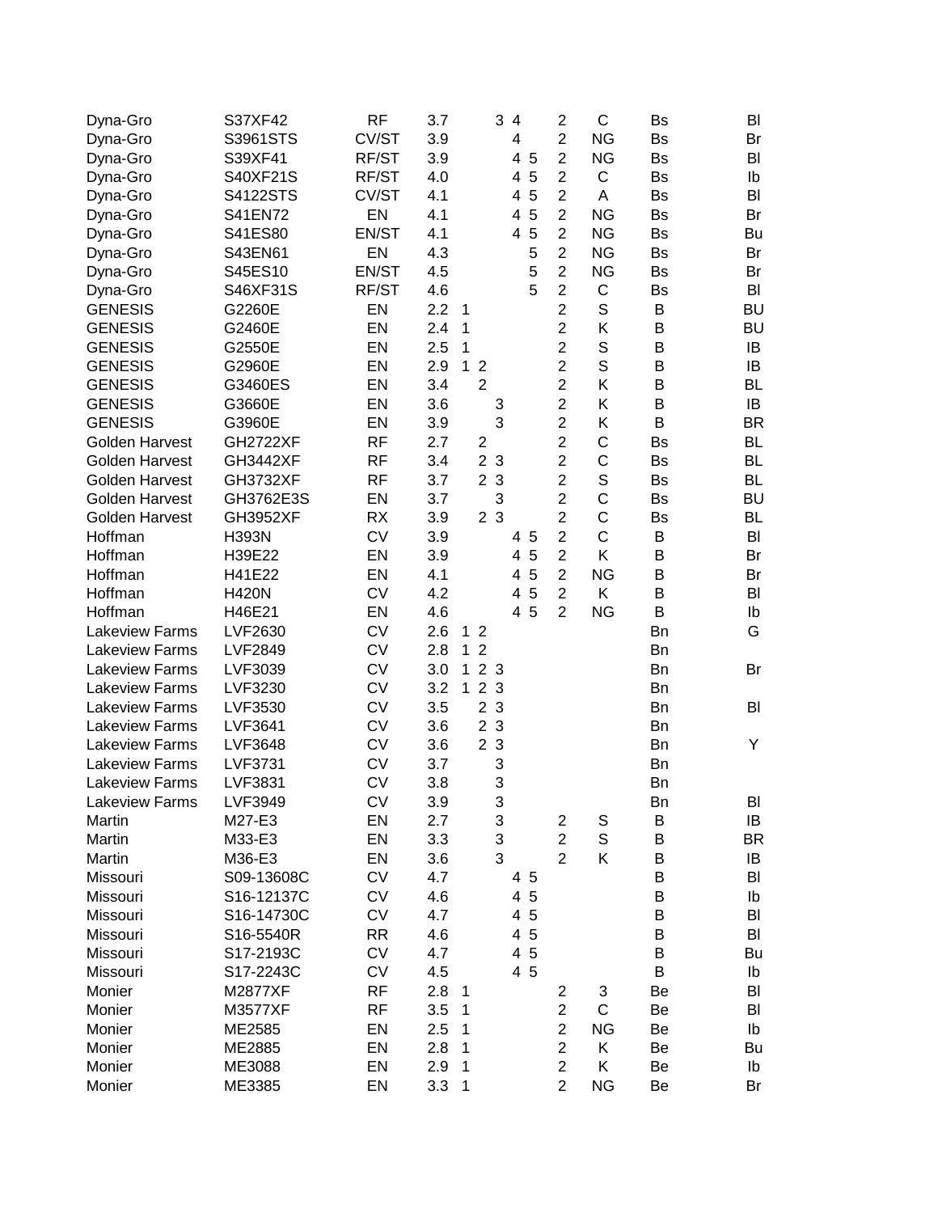| | | | | | | | | | | | | |
|---|---|---|---|---|---|---|---|---|---|---|---|---|
| Dyna-Gro | S37XF42 | RF | 3.7 | | | 3 | 4 | | 2 | C | Bs | Bl |
| Dyna-Gro | S3961STS | CV/ST | 3.9 | | | | 4 | | 2 | NG | Bs | Br |
| Dyna-Gro | S39XF41 | RF/ST | 3.9 | | | | 4 | 5 | 2 | NG | Bs | Bl |
| Dyna-Gro | S40XF21S | RF/ST | 4.0 | | | | 4 | 5 | 2 | C | Bs | Ib |
| Dyna-Gro | S4122STS | CV/ST | 4.1 | | | | 4 | 5 | 2 | A | Bs | Bl |
| Dyna-Gro | S41EN72 | EN | 4.1 | | | | 4 | 5 | 2 | NG | Bs | Br |
| Dyna-Gro | S41ES80 | EN/ST | 4.1 | | | | 4 | 5 | 2 | NG | Bs | Bu |
| Dyna-Gro | S43EN61 | EN | 4.3 | | | | | 5 | 2 | NG | Bs | Br |
| Dyna-Gro | S45ES10 | EN/ST | 4.5 | | | | | 5 | 2 | NG | Bs | Br |
| Dyna-Gro | S46XF31S | RF/ST | 4.6 | | | | | 5 | 2 | C | Bs | Bl |
| GENESIS | G2260E | EN | 2.2 | 1 | | | | | 2 | S | B | BU |
| GENESIS | G2460E | EN | 2.4 | 1 | | | | | 2 | K | B | BU |
| GENESIS | G2550E | EN | 2.5 | 1 | | | | | 2 | S | B | IB |
| GENESIS | G2960E | EN | 2.9 | 1 | 2 | | | | 2 | S | B | IB |
| GENESIS | G3460ES | EN | 3.4 | | 2 | | | | 2 | K | B | BL |
| GENESIS | G3660E | EN | 3.6 | | | 3 | | | 2 | K | B | IB |
| GENESIS | G3960E | EN | 3.9 | | | 3 | | | 2 | K | B | BR |
| Golden Harvest | GH2722XF | RF | 2.7 | | 2 | | | | 2 | C | Bs | BL |
| Golden Harvest | GH3442XF | RF | 3.4 | | 2 | 3 | | | 2 | C | Bs | BL |
| Golden Harvest | GH3732XF | RF | 3.7 | | 2 | 3 | | | 2 | S | Bs | BL |
| Golden Harvest | GH3762E3S | EN | 3.7 | | | 3 | | | 2 | C | Bs | BU |
| Golden Harvest | GH3952XF | RX | 3.9 | | 2 | 3 | | | 2 | C | Bs | BL |
| Hoffman | H393N | CV | 3.9 | | | | 4 | 5 | 2 | C | B | Bl |
| Hoffman | H39E22 | EN | 3.9 | | | | 4 | 5 | 2 | K | B | Br |
| Hoffman | H41E22 | EN | 4.1 | | | | 4 | 5 | 2 | NG | B | Br |
| Hoffman | H420N | CV | 4.2 | | | | 4 | 5 | 2 | K | B | Bl |
| Hoffman | H46E21 | EN | 4.6 | | | | 4 | 5 | 2 | NG | B | Ib |
| Lakeview Farms | LVF2630 | CV | 2.6 | 1 | 2 | | | | | | Bn | G |
| Lakeview Farms | LVF2849 | CV | 2.8 | 1 | 2 | | | | | | Bn | |
| Lakeview Farms | LVF3039 | CV | 3.0 | 1 | 2 | 3 | | | | | Bn | Br |
| Lakeview Farms | LVF3230 | CV | 3.2 | 1 | 2 | 3 | | | | | Bn | |
| Lakeview Farms | LVF3530 | CV | 3.5 | | 2 | 3 | | | | | Bn | Bl |
| Lakeview Farms | LVF3641 | CV | 3.6 | | 2 | 3 | | | | | Bn | |
| Lakeview Farms | LVF3648 | CV | 3.6 | | 2 | 3 | | | | | Bn | Y |
| Lakeview Farms | LVF3731 | CV | 3.7 | | | 3 | | | | | Bn | |
| Lakeview Farms | LVF3831 | CV | 3.8 | | | 3 | | | | | Bn | |
| Lakeview Farms | LVF3949 | CV | 3.9 | | | 3 | | | | | Bn | Bl |
| Martin | M27-E3 | EN | 2.7 | | | 3 | | | 2 | S | B | IB |
| Martin | M33-E3 | EN | 3.3 | | | 3 | | | 2 | S | B | BR |
| Martin | M36-E3 | EN | 3.6 | | | 3 | | | 2 | K | B | IB |
| Missouri | S09-13608C | CV | 4.7 | | | | 4 | 5 | | | B | Bl |
| Missouri | S16-12137C | CV | 4.6 | | | | 4 | 5 | | | B | Ib |
| Missouri | S16-14730C | CV | 4.7 | | | | 4 | 5 | | | B | Bl |
| Missouri | S16-5540R | RR | 4.6 | | | | 4 | 5 | | | B | Bl |
| Missouri | S17-2193C | CV | 4.7 | | | | 4 | 5 | | | B | Bu |
| Missouri | S17-2243C | CV | 4.5 | | | | 4 | 5 | | | B | Ib |
| Monier | M2877XF | RF | 2.8 | 1 | | | | | 2 | 3 | Be | Bl |
| Monier | M3577XF | RF | 3.5 | 1 | | | | | 2 | C | Be | Bl |
| Monier | ME2585 | EN | 2.5 | 1 | | | | | 2 | NG | Be | Ib |
| Monier | ME2885 | EN | 2.8 | 1 | | | | | 2 | K | Be | Bu |
| Monier | ME3088 | EN | 2.9 | 1 | | | | | 2 | K | Be | Ib |
| Monier | ME3385 | EN | 3.3 | 1 | | | | | 2 | NG | Be | Br |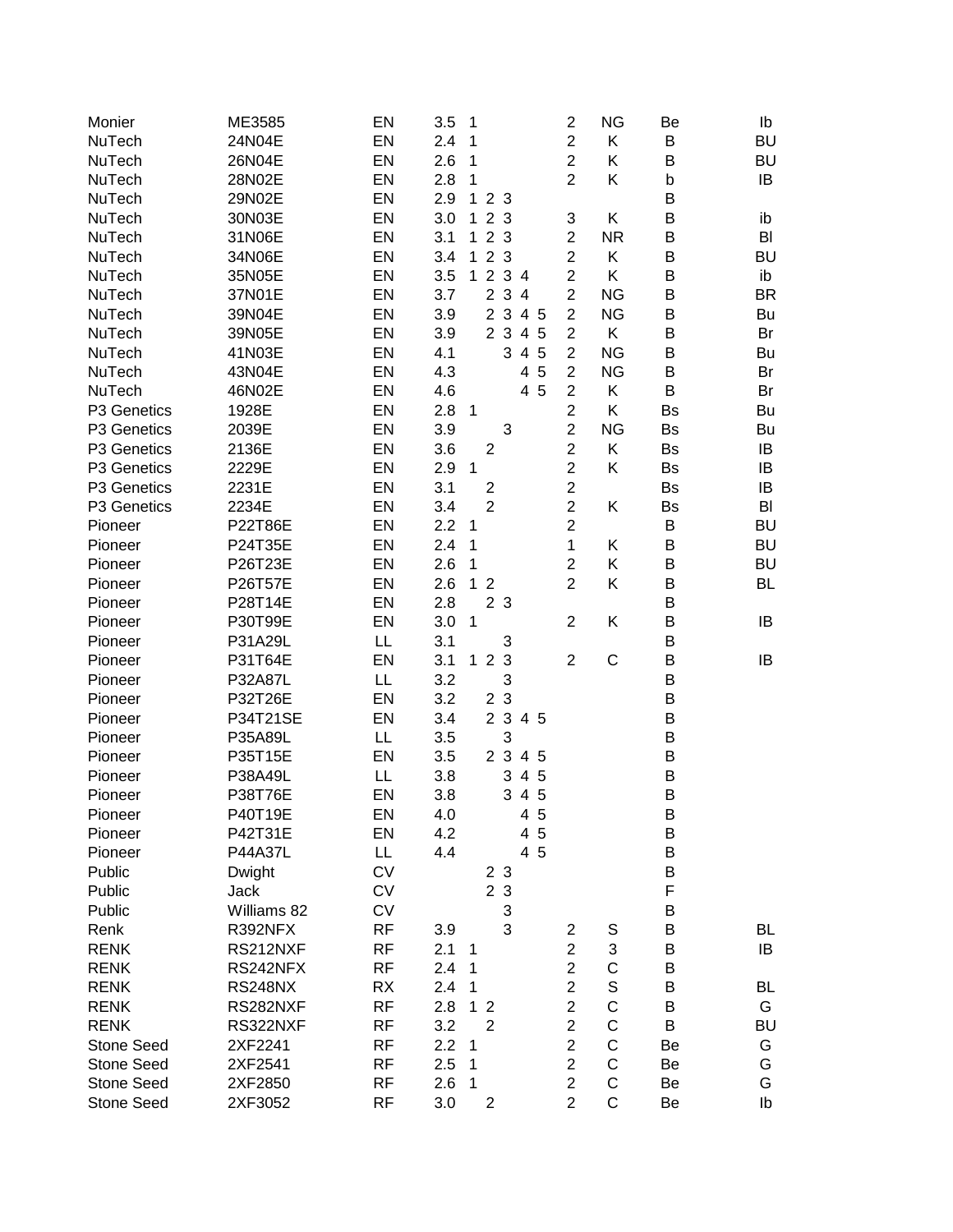| | | | | | | | | | | | | |
|---|---|---|---|---|---|---|---|---|---|---|---|---|
| Monier | ME3585 | EN | 3.5 | 1 | | | | | 2 | NG | Be | Ib |
| NuTech | 24N04E | EN | 2.4 | 1 | | | | | 2 | K | B | BU |
| NuTech | 26N04E | EN | 2.6 | 1 | | | | | 2 | K | B | BU |
| NuTech | 28N02E | EN | 2.8 | 1 | | | | | 2 | K | b | IB |
| NuTech | 29N02E | EN | 2.9 | 1 | 2 | 3 | | | | | B | |
| NuTech | 30N03E | EN | 3.0 | 1 | 2 | 3 | | | 3 | K | B | ib |
| NuTech | 31N06E | EN | 3.1 | 1 | 2 | 3 | | | 2 | NR | B | Bl |
| NuTech | 34N06E | EN | 3.4 | 1 | 2 | 3 | | | 2 | K | B | BU |
| NuTech | 35N05E | EN | 3.5 | 1 | 2 | 3 | 4 | | 2 | K | B | ib |
| NuTech | 37N01E | EN | 3.7 | | 2 | 3 | 4 | | 2 | NG | B | BR |
| NuTech | 39N04E | EN | 3.9 | | 2 | 3 | 4 | 5 | 2 | NG | B | Bu |
| NuTech | 39N05E | EN | 3.9 | | 2 | 3 | 4 | 5 | 2 | K | B | Br |
| NuTech | 41N03E | EN | 4.1 | | | 3 | 4 | 5 | 2 | NG | B | Bu |
| NuTech | 43N04E | EN | 4.3 | | | | 4 | 5 | 2 | NG | B | Br |
| NuTech | 46N02E | EN | 4.6 | | | | 4 | 5 | 2 | K | B | Br |
| P3 Genetics | 1928E | EN | 2.8 | 1 | | | | | 2 | K | Bs | Bu |
| P3 Genetics | 2039E | EN | 3.9 | | | 3 | | | 2 | NG | Bs | Bu |
| P3 Genetics | 2136E | EN | 3.6 | | 2 | | | | 2 | K | Bs | IB |
| P3 Genetics | 2229E | EN | 2.9 | 1 | | | | | 2 | K | Bs | IB |
| P3 Genetics | 2231E | EN | 3.1 | | 2 | | | | 2 | | Bs | IB |
| P3 Genetics | 2234E | EN | 3.4 | | 2 | | | | 2 | K | Bs | Bl |
| Pioneer | P22T86E | EN | 2.2 | 1 | | | | | 2 | | B | BU |
| Pioneer | P24T35E | EN | 2.4 | 1 | | | | | 1 | K | B | BU |
| Pioneer | P26T23E | EN | 2.6 | 1 | | | | | 2 | K | B | BU |
| Pioneer | P26T57E | EN | 2.6 | 1 | 2 | | | | 2 | K | B | BL |
| Pioneer | P28T14E | EN | 2.8 | | 2 | 3 | | | | | B | |
| Pioneer | P30T99E | EN | 3.0 | 1 | | | | | 2 | K | B | IB |
| Pioneer | P31A29L | LL | 3.1 | | | 3 | | | | | B | |
| Pioneer | P31T64E | EN | 3.1 | 1 | 2 | 3 | | | 2 | C | B | IB |
| Pioneer | P32A87L | LL | 3.2 | | | 3 | | | | | B | |
| Pioneer | P32T26E | EN | 3.2 | | 2 | 3 | | | | | B | |
| Pioneer | P34T21SE | EN | 3.4 | | 2 | 3 | 4 | 5 | | | B | |
| Pioneer | P35A89L | LL | 3.5 | | | 3 | | | | | B | |
| Pioneer | P35T15E | EN | 3.5 | | 2 | 3 | 4 | 5 | | | B | |
| Pioneer | P38A49L | LL | 3.8 | | | 3 | 4 | 5 | | | B | |
| Pioneer | P38T76E | EN | 3.8 | | | 3 | 4 | 5 | | | B | |
| Pioneer | P40T19E | EN | 4.0 | | | | 4 | 5 | | | B | |
| Pioneer | P42T31E | EN | 4.2 | | | | 4 | 5 | | | B | |
| Pioneer | P44A37L | LL | 4.4 | | | | 4 | 5 | | | B | |
| Public | Dwight | CV | | | 2 | 3 | | | | | B | |
| Public | Jack | CV | | | 2 | 3 | | | | | F | |
| Public | Williams 82 | CV | | | | 3 | | | | | B | |
| Renk | R392NFX | RF | 3.9 | | | 3 | | | 2 | S | B | BL |
| RENK | RS212NXF | RF | 2.1 | 1 | | | | | 2 | 3 | B | IB |
| RENK | RS242NFX | RF | 2.4 | 1 | | | | | 2 | C | B | |
| RENK | RS248NX | RX | 2.4 | 1 | | | | | 2 | S | B | BL |
| RENK | RS282NXF | RF | 2.8 | 1 | 2 | | | | 2 | C | B | G |
| RENK | RS322NXF | RF | 3.2 | | 2 | | | | 2 | C | B | BU |
| Stone Seed | 2XF2241 | RF | 2.2 | 1 | | | | | 2 | C | Be | G |
| Stone Seed | 2XF2541 | RF | 2.5 | 1 | | | | | 2 | C | Be | G |
| Stone Seed | 2XF2850 | RF | 2.6 | 1 | | | | | 2 | C | Be | G |
| Stone Seed | 2XF3052 | RF | 3.0 | | 2 | | | | 2 | C | Be | Ib |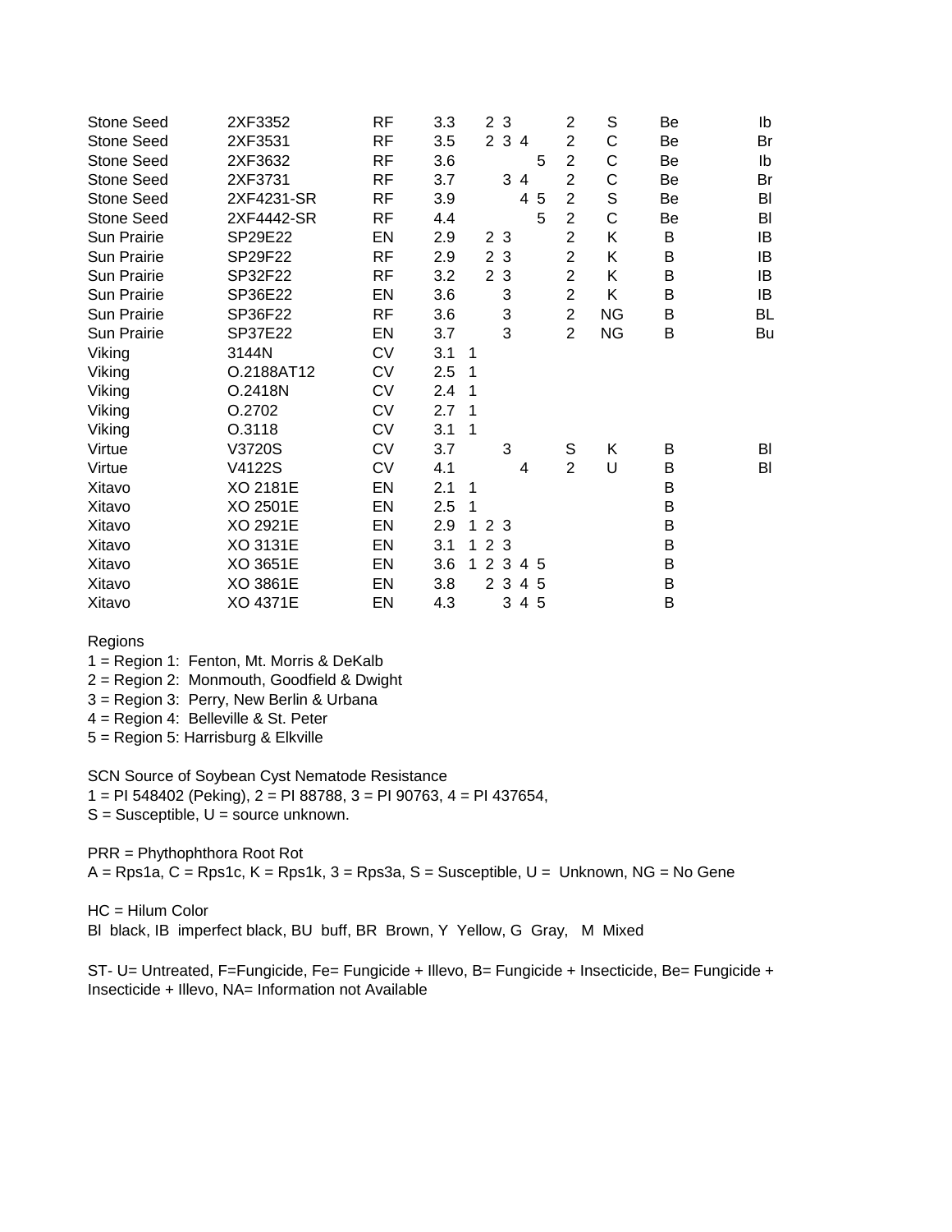| | | | | | | | | |
|---|---|---|---|---|---|---|---|---|
| Stone Seed | 2XF3352 | RF | 3.3 | 2 3 | 2 | S | Be | Ib |
| Stone Seed | 2XF3531 | RF | 3.5 | 2 3 4 | 2 | C | Be | Br |
| Stone Seed | 2XF3632 | RF | 3.6 | 5 | 2 | C | Be | Ib |
| Stone Seed | 2XF3731 | RF | 3.7 | 3 4 | 2 | C | Be | Br |
| Stone Seed | 2XF4231-SR | RF | 3.9 | 4 5 | 2 | S | Be | Bl |
| Stone Seed | 2XF4442-SR | RF | 4.4 | 5 | 2 | C | Be | Bl |
| Sun Prairie | SP29E22 | EN | 2.9 | 2 3 | 2 | K | B | IB |
| Sun Prairie | SP29F22 | RF | 2.9 | 2 3 | 2 | K | B | IB |
| Sun Prairie | SP32F22 | RF | 3.2 | 2 3 | 2 | K | B | IB |
| Sun Prairie | SP36E22 | EN | 3.6 | 3 | 2 | K | B | IB |
| Sun Prairie | SP36F22 | RF | 3.6 | 3 | 2 | NG | B | BL |
| Sun Prairie | SP37E22 | EN | 3.7 | 3 | 2 | NG | B | Bu |
| Viking | 3144N | CV | 3.1 | 1 | | | | |
| Viking | O.2188AT12 | CV | 2.5 | 1 | | | | |
| Viking | O.2418N | CV | 2.4 | 1 | | | | |
| Viking | O.2702 | CV | 2.7 | 1 | | | | |
| Viking | O.3118 | CV | 3.1 | 1 | | | | |
| Virtue | V3720S | CV | 3.7 | 3 | S | K | B | Bl |
| Virtue | V4122S | CV | 4.1 | 4 | 2 | U | B | Bl |
| Xitavo | XO 2181E | EN | 2.1 | 1 | | | B | |
| Xitavo | XO 2501E | EN | 2.5 | 1 | | | B | |
| Xitavo | XO 2921E | EN | 2.9 | 1 2 3 | | | B | |
| Xitavo | XO 3131E | EN | 3.1 | 1 2 3 | | | B | |
| Xitavo | XO 3651E | EN | 3.6 | 1 2 3 4 5 | | | B | |
| Xitavo | XO 3861E | EN | 3.8 | 2 3 4 5 | | | B | |
| Xitavo | XO 4371E | EN | 4.3 | 3 4 5 | | | B | |

Regions
1 = Region 1: Fenton, Mt. Morris & DeKalb
2 = Region 2: Monmouth, Goodfield & Dwight
3 = Region 3: Perry, New Berlin & Urbana
4 = Region 4: Belleville & St. Peter
5 = Region 5: Harrisburg & Elkville

SCN Source of Soybean Cyst Nematode Resistance
1 = PI 548402 (Peking), 2 = PI 88788, 3 = PI 90763, 4 = PI 437654,
S = Susceptible, U = source unknown.

PRR = Phythophthora Root Rot
A = Rps1a, C = Rps1c, K = Rps1k, 3 = Rps3a, S = Susceptible, U = Unknown, NG = No Gene

HC = Hilum Color
Bl black, IB imperfect black, BU buff, BR Brown, Y Yellow, G Gray, M Mixed

ST- U= Untreated, F=Fungicide, Fe= Fungicide + Illevo, B= Fungicide + Insecticide, Be= Fungicide + Insecticide + Illevo, NA= Information not Available